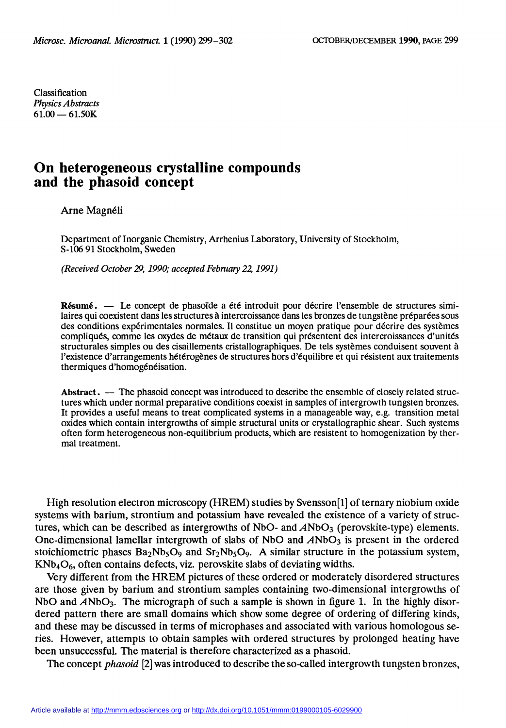Classification
*Physics Abstracts*
61.00 — 61.50K

# On heterogeneous crystalline compounds and the phasoid concept

Arne Magnéli

Department of Inorganic Chemistry, Arrhenius Laboratory, University of Stockholm, S-106 91 Stockholm, Sweden

*(Received October 29, 1990; accepted February 22, 1991)*

**Résumé.** — Le concept de phasoïde a été introduit pour décrire l'ensemble de structures similaires qui coexistent dans les structures à intercroissance dans les bronzes de tungstène préparées sous des conditions expérimentales normales. Il constitue un moyen pratique pour décrire des systèmes compliqués, comme les oxydes de métaux de transition qui présentent des intercroissances d'unités structurales simples ou des cisaillements cristallographiques. De tels systèmes conduisent souvent à l'existence d'arrangements hétérogènes de structures hors d'équilibre et qui résistent aux traitements thermiques d'homogénéisation.

**Abstract.** — The phasoid concept was introduced to describe the ensemble of closely related structures which under normal preparative conditions coexist in samples of intergrowth tungsten bronzes. It provides a useful means to treat complicated systems in a manageable way, e.g. transition metal oxides which contain intergrowths of simple structural units or crystallographic shear. Such systems often form heterogeneous non-equilibrium products, which are resistent to homogenization by thermal treatment.

High resolution electron microscopy (HREM) studies by Svensson[1] of ternary niobium oxide systems with barium, strontium and potassium have revealed the existence of a variety of structures, which can be described as intergrowths of NbO- and $ANbO_3$ (perovskite-type) elements. One-dimensional lamellar intergrowth of slabs of NbO and $ANbO_3$ is present in the ordered stoichiometric phases $Ba_2Nb_5O_9$ and $Sr_2Nb_5O_9$. A similar structure in the potassium system, $KNb_4O_6$, often contains defects, viz. perovskite slabs of deviating widths.

Very different from the HREM pictures of these ordered or moderately disordered structures are those given by barium and strontium samples containing two-dimensional intergrowths of NbO and $ANbO_3$. The micrograph of such a sample is shown in figure 1. In the highly disordered pattern there are small domains which show some degree of ordering of differing kinds, and these may be discussed in terms of microphases and associated with various homologous series. However, attempts to obtain samples with ordered structures by prolonged heating have been unsuccessful. The material is therefore characterized as a phasoid.

The concept *phasoid* [2] was introduced to describe the so-called intergrowth tungsten bronzes,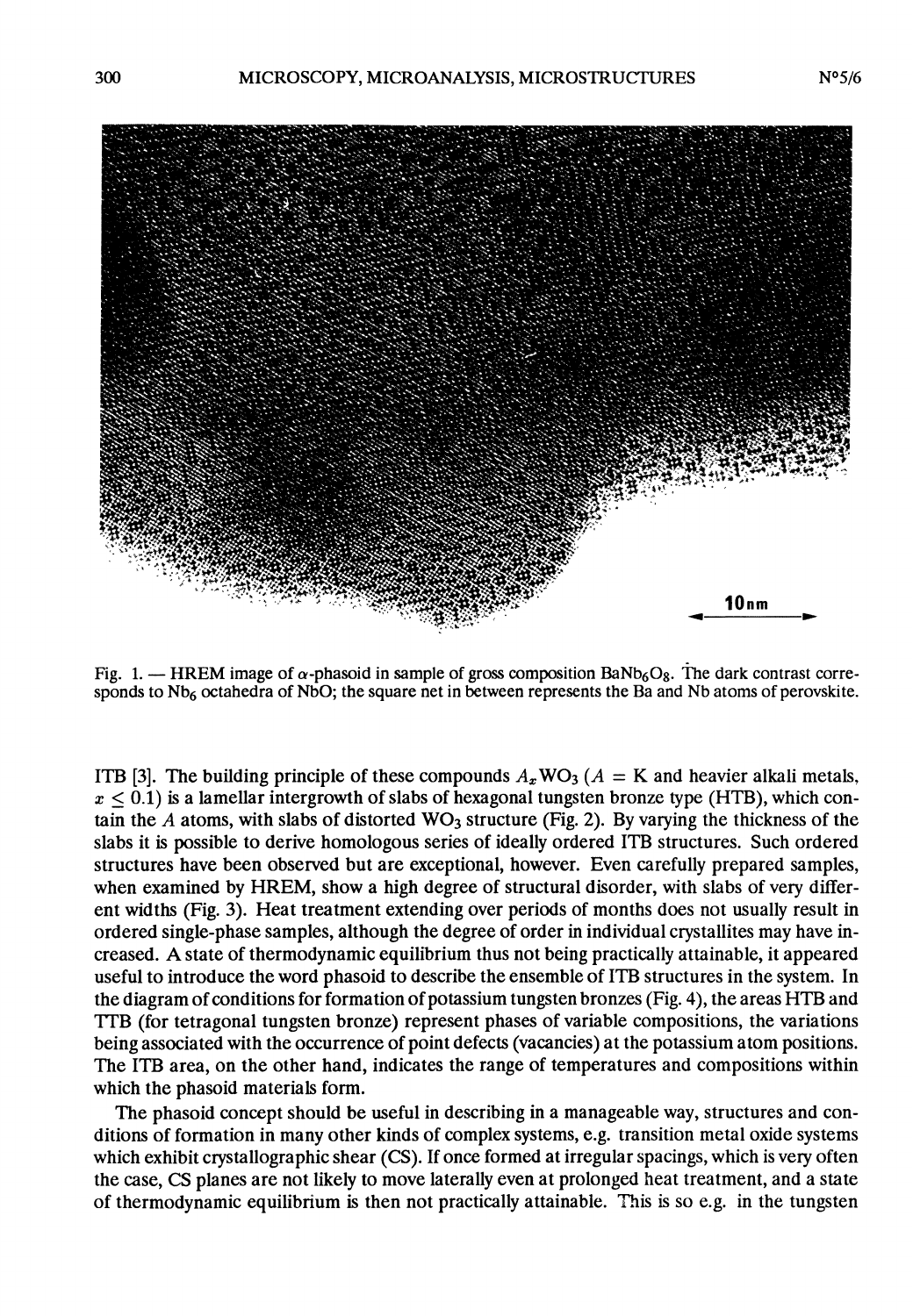Fig. 1. — HREM image of $\alpha$-phasoid in sample of gross composition $BaNb_6O_8$. The dark contrast corresponds to $Nb_6$ octahedra of NbO; the square net in between represents the Ba and Nb atoms of perovskite.

ITB [3]. The building principle of these compounds $A_xWO_3$ ($A$ = K and heavier alkali metals, $x \leq 0.1$) is a lamellar intergrowth of slabs of hexagonal tungsten bronze type (HTB), which contain the $A$ atoms, with slabs of distorted $WO_3$ structure (Fig. 2). By varying the thickness of the slabs it is possible to derive homologous series of ideally ordered ITB structures. Such ordered structures have been observed but are exceptional, however. Even carefully prepared samples, when examined by HREM, show a high degree of structural disorder, with slabs of very different widths (Fig. 3). Heat treatment extending over periods of months does not usually result in ordered single-phase samples, although the degree of order in individual crystallites may have increased. A state of thermodynamic equilibrium thus not being practically attainable, it appeared useful to introduce the word phasoid to describe the ensemble of ITB structures in the system. In the diagram of conditions for formation of potassium tungsten bronzes (Fig. 4), the areas HTB and TTB (for tetragonal tungsten bronze) represent phases of variable compositions, the variations being associated with the occurrence of point defects (vacancies) at the potassium atom positions. The ITB area, on the other hand, indicates the range of temperatures and compositions within which the phasoid materials form.

The phasoid concept should be useful in describing in a manageable way, structures and conditions of formation in many other kinds of complex systems, e.g. transition metal oxide systems which exhibit crystallographic shear (CS). If once formed at irregular spacings, which is very often the case, CS planes are not likely to move laterally even at prolonged heat treatment, and a state of thermodynamic equilibrium is then not practically attainable. This is so e.g. in the tungsten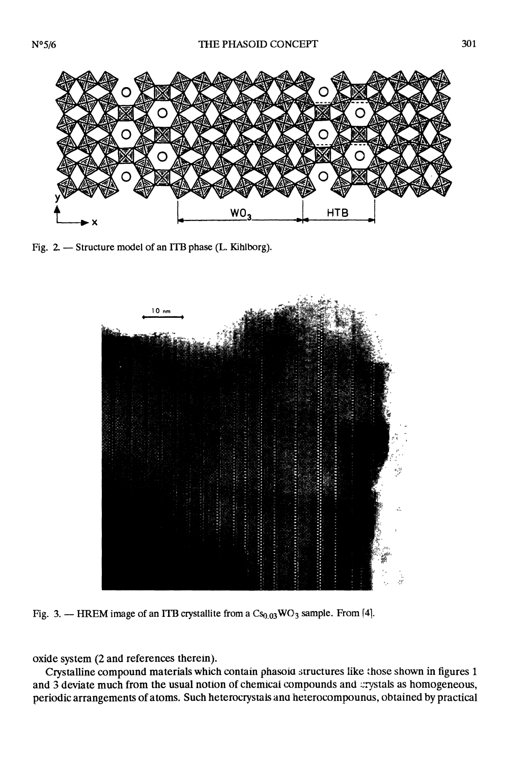Fig. 2. — Structure model of an ITB phase (L. Kihlborg).

Fig. 3. — HREM image of an ITB crystallite from a $Cs_{0.03}WO_3$ sample. From [4].

oxide system (2 and references therein).

Crystalline compound materials which contain phasoid structures like those shown in figures 1 and 3 deviate much from the usual notion of chemical compounds and crystals as homogeneous, periodic arrangements of atoms. Such heterocrystals and heterocompounds, obtained by practical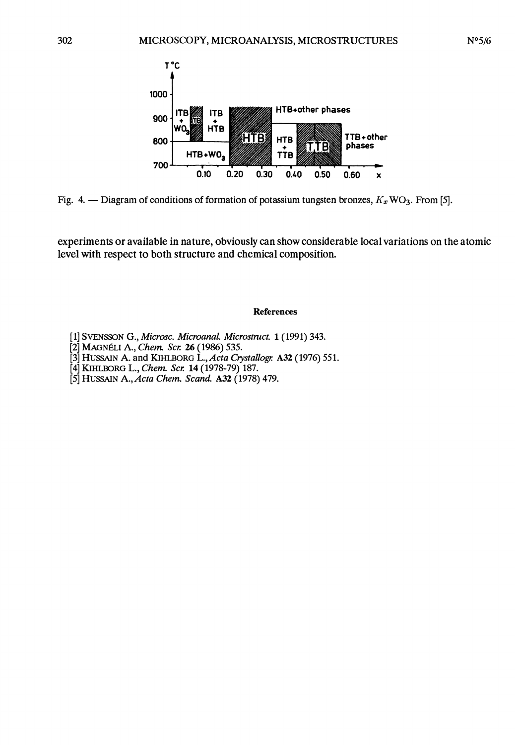T °C

1000

900

800

700

ITB + $WO_3$

ITB

ITB + HTB

HTB + $WO_3$

HTB

HTB+other phases

HTB + TTB

TTB

TTB + other phases

0.10 0.20 0.30 0.40 0.50 0.60 x

Fig. 4. — Diagram of conditions of formation of potassium tungsten bronzes, $K_xWO_3$. From [5].

experiments or available in nature, obviously can show considerable local variations on the atomic level with respect to both structure and chemical composition.

## References

[1] SVENSSON G., *Microsc. Microanal. Microstruct.* **1** (1991) 343.

[2] MAGNÉLI A., *Chem. Scr.* **26** (1986) 535.

[3] HUSSAIN A. and KIHLBORG L., *Acta Crystallogr.* **A32** (1976) 551.

[4] KIHLBORG L., *Chem. Scr.* **14** (1978-79) 187.

[5] HUSSAIN A., *Acta Chem. Scand.* **A32** (1978) 479.